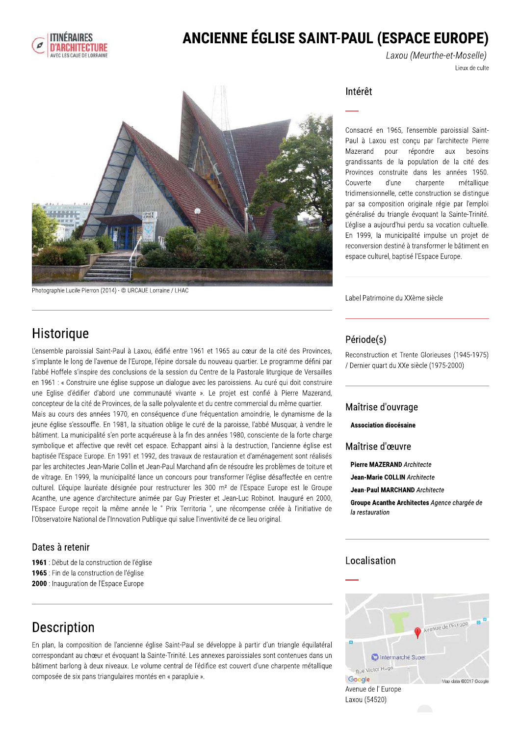# ANCIENNE ÉGLISE SAINT-PAUL (ESPACE EUROPE)

*Laxou (Meurthe-et-Moselle)*

Lieux de culte

Photographie Lucile Pierron (2014) - © URCAUE Lorraine / LHAC

## Intérêt

Consacré en 1965, l'ensemble paroissial Saint-Paul à Laxou est conçu par l'architecte Pierre Mazerand pour répondre aux besoins grandissants de la population de la cité des Provinces construite dans les années 1950. Couverte d'une charpente métallique tridimensionnelle, cette construction se distingue par sa composition originale régie par l'emploi généralisé du triangle évoquant la Sainte-Trinité. L'église a aujourd'hui perdu sa vocation cultuelle. En 1999, la municipalité impulse un projet de reconversion destiné à transformer le bâtiment en espace culturel, baptisé l'Espace Europe.

Label Patrimoine du XXème siècle

## Période(s)

Reconstruction et Trente Glorieuses (1945-1975) / Dernier quart du XXe siècle (1975-2000)

## Maîtrise d'ouvrage

**Association diocésaine**

## Maîtrise d'œuvre

**Pierre MAZERAND** *Architecte*

**Jean-Marie COLLIN** *Architecte*

**Jean-Paul MARCHAND** *Architecte*

**Groupe Acanthe Architectes** *Agence chargée de la restauration*

## Historique

L'ensemble paroissial Saint-Paul à Laxou, édifié entre 1961 et 1965 au cœur de la cité des Provinces, s'implante le long de l'avenue de l'Europe, l'épine dorsale du nouveau quartier. Le programme défini par l'abbé Hoffele s'inspire des conclusions de la session du Centre de la Pastorale liturgique de Versailles en 1961 : « Construire une église suppose un dialogue avec les paroissiens. Au curé qui doit construire une Eglise d'édifier d'abord une communauté vivante ». Le projet est confié à Pierre Mazerand, concepteur de la cité de Provinces, de la salle polyvalente et du centre commercial du même quartier.
Mais au cours des années 1970, en conséquence d'une fréquentation amoindrie, le dynamisme de la jeune église s'essouffle. En 1981, la situation oblige le curé de la paroisse, l'abbé Musquar, à vendre le bâtiment. La municipalité s'en porte acquéreuse à la fin des années 1980, consciente de la forte charge symbolique et affective que revêt cet espace. Echappant ainsi à la destruction, l'ancienne église est baptisée l'Espace Europe. En 1991 et 1992, des travaux de restauration et d'aménagement sont réalisés par les architectes Jean-Marie Collin et Jean-Paul Marchand afin de résoudre les problèmes de toiture et de vitrage. En 1999, la municipalité lance un concours pour transformer l'église désaffectée en centre culturel. L'équipe lauréate désignée pour restructurer les 300 m² de l'Espace Europe est le Groupe Acanthe, une agence d'architecture animée par Guy Priester et Jean-Luc Robinot. Inauguré en 2000, l'Espace Europe reçoit la même année le " Prix Territoria ", une récompense créée à l'initiative de l'Observatoire National de l'Innovation Publique qui salue l'inventivité de ce lieu original.

### Dates à retenir

**1961** : Début de la construction de l'église
**1965** : Fin de la construction de l'église
**2000** : Inauguration de l'Espace Europe

## Description

En plan, la composition de l'ancienne église Saint-Paul se développe à partir d'un triangle équilatéral correspondant au chœur et évoquant la Sainte-Trinité. Les annexes paroissiales sont contenues dans un bâtiment barlong à deux niveaux. Le volume central de l'édifice est couvert d'une charpente métallique composée de six pans triangulaires montés en « parapluie ».

## Localisation

Avenue de l' Europe
Laxou (54520)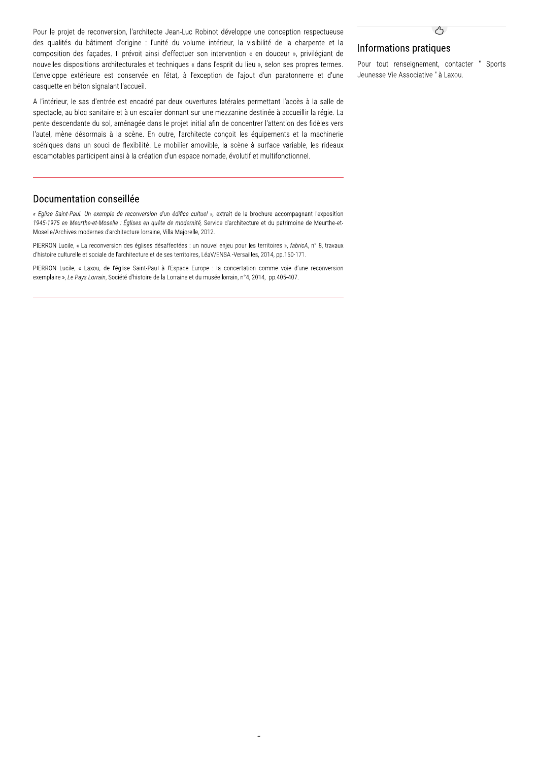Pour le projet de reconversion, l'architecte Jean-Luc Robinot développe une conception respectueuse des qualités du bâtiment d'origine : l'unité du volume intérieur, la visibilité de la charpente et la composition des façades. Il prévoit ainsi d'effectuer son intervention « en douceur », privilégiant de nouvelles dispositions architecturales et techniques « dans l'esprit du lieu », selon ses propres termes. L'enveloppe extérieure est conservée en l'état, à l'exception de l'ajout d'un paratonnerre et d'une casquette en béton signalant l'accueil.

A l'intérieur, le sas d'entrée est encadré par deux ouvertures latérales permettant l'accès à la salle de spectacle, au bloc sanitaire et à un escalier donnant sur une mezzanine destinée à accueillir la régie. La pente descendante du sol, aménagée dans le projet initial afin de concentrer l'attention des fidèles vers l'autel, mène désormais à la scène. En outre, l'architecte conçoit les équipements et la machinerie scéniques dans un souci de flexibilité. Le mobilier amovible, la scène à surface variable, les rideaux escamotables participent ainsi à la création d'un espace nomade, évolutif et multifonctionnel.

## Documentation conseillée

*« Eglise Saint-Paul. Un exemple de reconversion d'un édifice cultuel »*, extrait de la brochure accompagnant l'exposition *1945-1975 en Meurthe-et-Moselle : Églises en quête de modernité*, Service d'architecture et du patrimoine de Meurthe-et-Moselle/Archives modernes d'architecture lorraine, Villa Majorelle, 2012.

PIERRON Lucile, « La reconversion des églises désaffectées : un nouvel enjeu pour les territoires », *fabricA*, n° 8, travaux d'histoire culturelle et sociale de l'architecture et de ses territoires, LéaV/ENSA -Versailles, 2014, pp.150-171.

PIERRON Lucile, « Laxou, de l'église Saint-Paul à l'Espace Europe : la concertation comme voie d'une reconversion exemplaire », *Le Pays Lorrain*, Société d'histoire de la Lorraine et du musée lorrain, n°4, 2014, pp.405-407.

## Informations pratiques

Pour tout renseignement, contacter " Sports Jeunesse Vie Associative " à Laxou.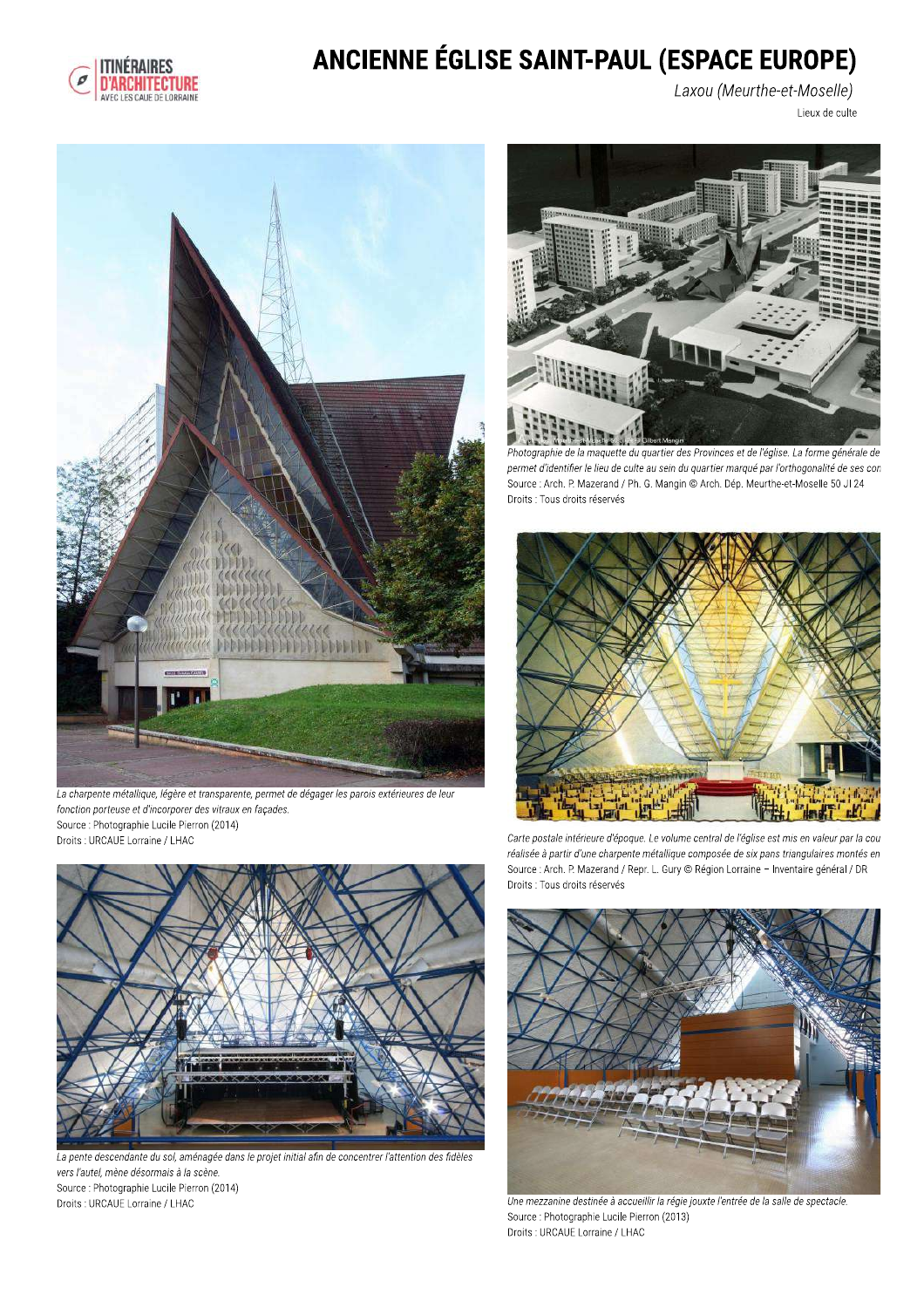# ANCIENNE ÉGLISE SAINT-PAUL (ESPACE EUROPE)

*Laxou (Meurthe-et-Moselle)*

Lieux de culte

*La charpente métallique, légère et transparente, permet de dégager les parois extérieures de leur fonction porteuse et d'incorporer des vitraux en façades.*
Source : Photographie Lucile Pierron (2014)
Droits : URCAUE Lorraine / LHAC

*Photographie de la maquette du quartier des Provinces et de l'église. La forme générale de permet d'identifier le lieu de culte au sein du quartier marqué par l'orthogonalité de ses con*
Source : Arch. P. Mazerand / Ph. G. Mangin © Arch. Dép. Meurthe-et-Moselle 50 J I 24
Droits : Tous droits réservés

*Carte postale intérieure d'époque. Le volume central de l'église est mis en valeur par la cou réalisée à partir d'une charpente métallique composée de six pans triangulaires montés en*
Source : Arch. P. Mazerand / Repr. L. Gury © Région Lorraine – Inventaire général / DR
Droits : Tous droits réservés

*La pente descendante du sol, aménagée dans le projet initial afin de concentrer l'attention des fidèles vers l'autel, mène désormais à la scène.*
Source : Photographie Lucile Pierron (2014)
Droits : URCAUE Lorraine / LHAC

*Une mezzanine destinée à accueillir la régie jouxte l'entrée de la salle de spectacle.*
Source : Photographie Lucile Pierron (2013)
Droits : URCAUE Lorraine / LHAC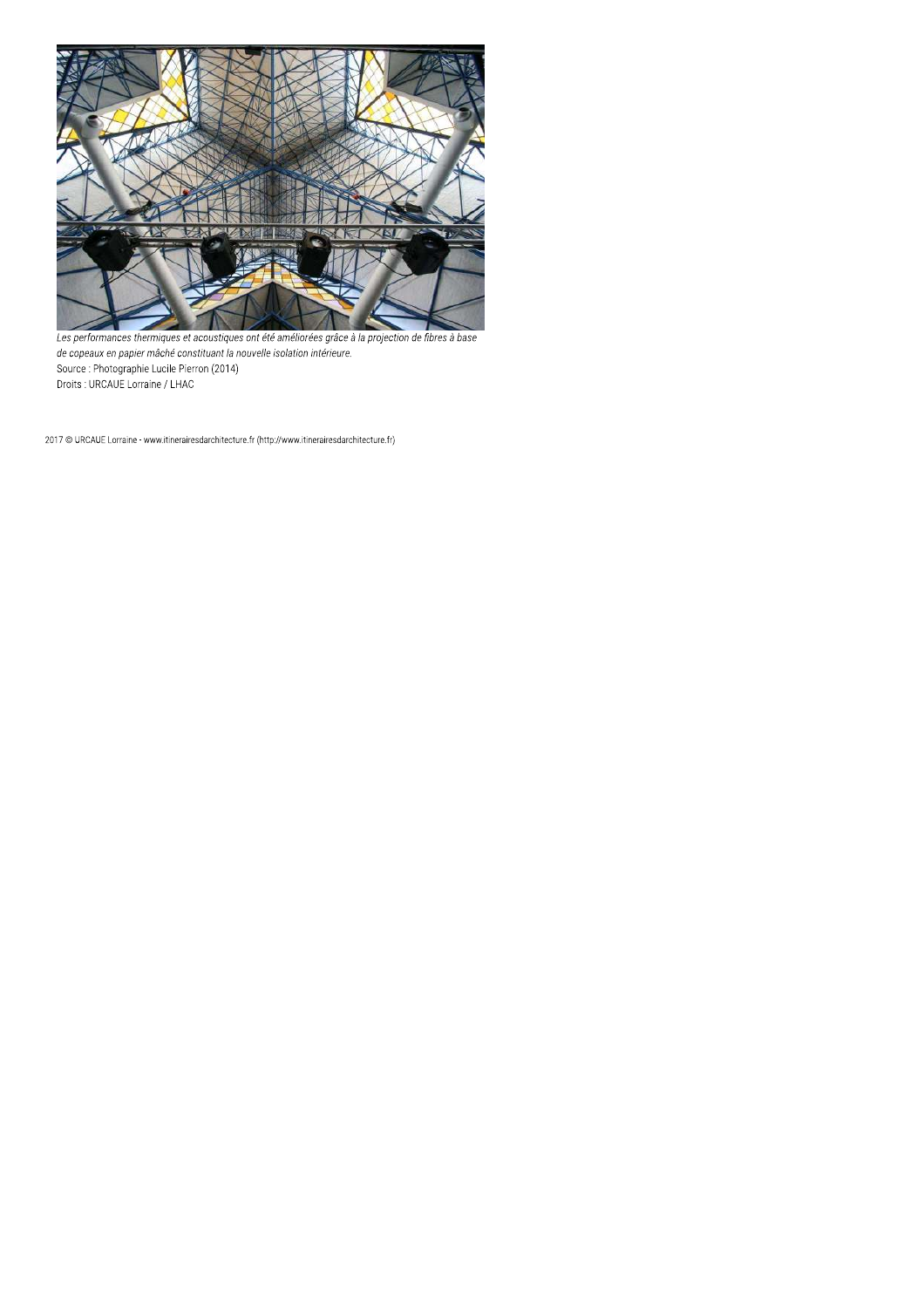*Les performances thermiques et acoustiques ont été améliorées grâce à la projection de fibres à base de copeaux en papier mâché constituant la nouvelle isolation intérieure.*
Source : Photographie Lucile Pierron (2014)
Droits : URCAUE Lorraine / LHAC

2017 © URCAUE Lorraine - www.itinerairesdarchitecture.fr (http://www.itinerairesdarchitecture.fr)